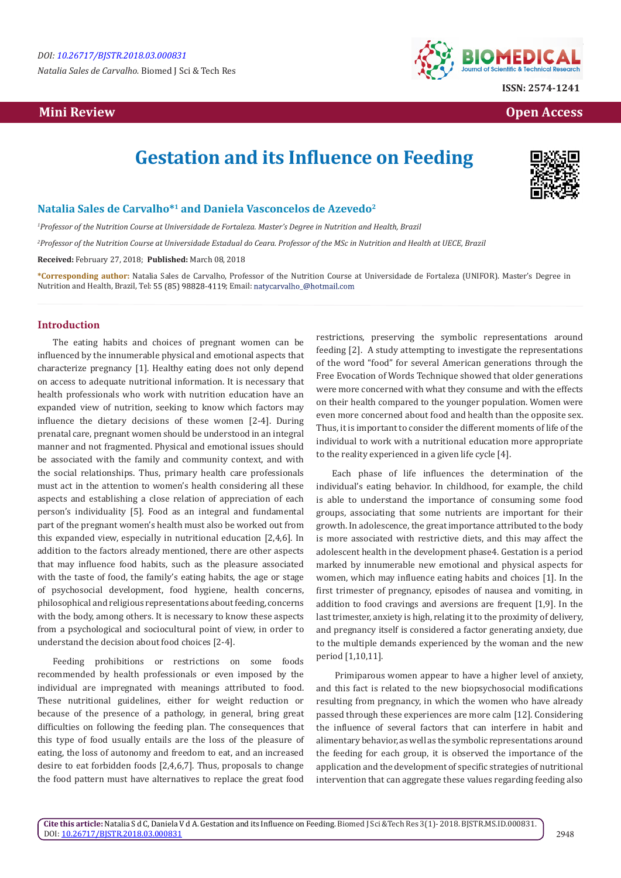DOI: 10.26717/BJSTR.2018.03.000831

*Natalia Sales de Carvalho.* Biomed J Sci & Tech Res

ISSN: 2574-1241

Mini Review

Open Access

# Gestation and its Influence on Feeding

**Natalia Sales de Carvalho*[1] and Daniela Vasconcelos de Azevedo[2]**

[1]*Professor of the Nutrition Course at Universidade de Fortaleza. Master's Degree in Nutrition and Health, Brazil*

[2]*Professor of the Nutrition Course at Universidade Estadual do Ceara. Professor of the MSc in Nutrition and Health at UECE, Brazil*

**Received:** February 27, 2018; **Published:** March 08, 2018

**\*Corresponding author:** Natalia Sales de Carvalho, Professor of the Nutrition Course at Universidade de Fortaleza (UNIFOR). Master's Degree in Nutrition and Health, Brazil, Tel: 55 (85) 98828-4119; Email: natycarvalho_@hotmail.com

## Introduction

The eating habits and choices of pregnant women can be influenced by the innumerable physical and emotional aspects that characterize pregnancy [1]. Healthy eating does not only depend on access to adequate nutritional information. It is necessary that health professionals who work with nutrition education have an expanded view of nutrition, seeking to know which factors may influence the dietary decisions of these women [2-4]. During prenatal care, pregnant women should be understood in an integral manner and not fragmented. Physical and emotional issues should be associated with the family and community context, and with the social relationships. Thus, primary health care professionals must act in the attention to women's health considering all these aspects and establishing a close relation of appreciation of each person's individuality [5]. Food as an integral and fundamental part of the pregnant women's health must also be worked out from this expanded view, especially in nutritional education [2,4,6]. In addition to the factors already mentioned, there are other aspects that may influence food habits, such as the pleasure associated with the taste of food, the family's eating habits, the age or stage of psychosocial development, food hygiene, health concerns, philosophical and religious representations about feeding, concerns with the body, among others. It is necessary to know these aspects from a psychological and sociocultural point of view, in order to understand the decision about food choices [2-4].

Feeding prohibitions or restrictions on some foods recommended by health professionals or even imposed by the individual are impregnated with meanings attributed to food. These nutritional guidelines, either for weight reduction or because of the presence of a pathology, in general, bring great difficulties on following the feeding plan. The consequences that this type of food usually entails are the loss of the pleasure of eating, the loss of autonomy and freedom to eat, and an increased desire to eat forbidden foods [2,4,6,7]. Thus, proposals to change the food pattern must have alternatives to replace the great food restrictions, preserving the symbolic representations around feeding [2]. A study attempting to investigate the representations of the word "food" for several American generations through the Free Evocation of Words Technique showed that older generations were more concerned with what they consume and with the effects on their health compared to the younger population. Women were even more concerned about food and health than the opposite sex. Thus, it is important to consider the different moments of life of the individual to work with a nutritional education more appropriate to the reality experienced in a given life cycle [4].

Each phase of life influences the determination of the individual's eating behavior. In childhood, for example, the child is able to understand the importance of consuming some food groups, associating that some nutrients are important for their growth. In adolescence, the great importance attributed to the body is more associated with restrictive diets, and this may affect the adolescent health in the development phase4. Gestation is a period marked by innumerable new emotional and physical aspects for women, which may influence eating habits and choices [1]. In the first trimester of pregnancy, episodes of nausea and vomiting, in addition to food cravings and aversions are frequent [1,9]. In the last trimester, anxiety is high, relating it to the proximity of delivery, and pregnancy itself is considered a factor generating anxiety, due to the multiple demands experienced by the woman and the new period [1,10,11].

Primiparous women appear to have a higher level of anxiety, and this fact is related to the new biopsychosocial modifications resulting from pregnancy, in which the women who have already passed through these experiences are more calm [12]. Considering the influence of several factors that can interfere in habit and alimentary behavior, as well as the symbolic representations around the feeding for each group, it is observed the importance of the application and the development of specific strategies of nutritional intervention that can aggregate these values regarding feeding also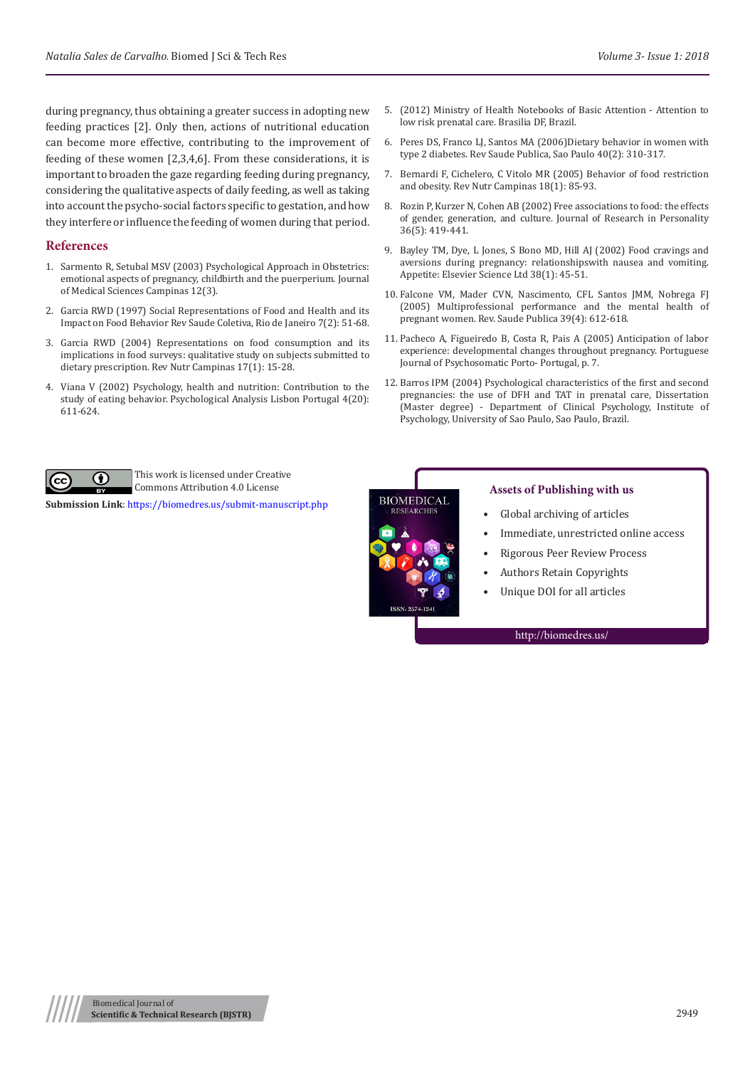during pregnancy, thus obtaining a greater success in adopting new feeding practices [2]. Only then, actions of nutritional education can become more effective, contributing to the improvement of feeding of these women [2,3,4,6]. From these considerations, it is important to broaden the gaze regarding feeding during pregnancy, considering the qualitative aspects of daily feeding, as well as taking into account the psycho-social factors specific to gestation, and how they interfere or influence the feeding of women during that period.

## References

1. Sarmento R, Setubal MSV (2003) Psychological Approach in Obstetrics: emotional aspects of pregnancy, childbirth and the puerperium. Journal of Medical Sciences Campinas 12(3).
2. Garcia RWD (1997) Social Representations of Food and Health and its Impact on Food Behavior Rev Saude Coletiva, Rio de Janeiro 7(2): 51-68.
3. Garcia RWD (2004) Representations on food consumption and its implications in food surveys: qualitative study on subjects submitted to dietary prescription. Rev Nutr Campinas 17(1): 15-28.
4. Viana V (2002) Psychology, health and nutrition: Contribution to the study of eating behavior. Psychological Analysis Lisbon Portugal 4(20): 611-624.
5. (2012) Ministry of Health Notebooks of Basic Attention - Attention to low risk prenatal care. Brasilia DF, Brazil.
6. Peres DS, Franco LJ, Santos MA (2006)Dietary behavior in women with type 2 diabetes. Rev Saude Publica, Sao Paulo 40(2): 310-317.
7. Bernardi F, Cichelero, C Vitolo MR (2005) Behavior of food restriction and obesity. Rev Nutr Campinas 18(1): 85-93.
8. Rozin P, Kurzer N, Cohen AB (2002) Free associations to food: the effects of gender, generation, and culture. Journal of Research in Personality 36(5): 419-441.
9. Bayley TM, Dye, L Jones, S Bono MD, Hill AJ (2002) Food cravings and aversions during pregnancy: relationshipswith nausea and vomiting. Appetite: Elsevier Science Ltd 38(1): 45-51.
10. Falcone VM, Mader CVN, Nascimento, CFL Santos JMM, Nobrega FJ (2005) Multiprofessional performance and the mental health of pregnant women. Rev. Saude Publica 39(4): 612-618.
11. Pacheco A, Figueiredo B, Costa R, Pais A (2005) Anticipation of labor experience: developmental changes throughout pregnancy. Portuguese Journal of Psychosomatic Porto- Portugal, p. 7.
12. Barros IPM (2004) Psychological characteristics of the first and second pregnancies: the use of DFH and TAT in prenatal care, Dissertation (Master degree) - Department of Clinical Psychology, Institute of Psychology, University of Sao Paulo, Sao Paulo, Brazil.

This work is licensed under Creative Commons Attribution 4.0 License

**Submission Link**: https://biomedres.us/submit-manuscript.php

### Assets of Publishing with us

- Global archiving of articles
- Immediate, unrestricted online access
- Rigorous Peer Review Process
- Authors Retain Copyrights
- Unique DOI for all articles

http://biomedres.us/